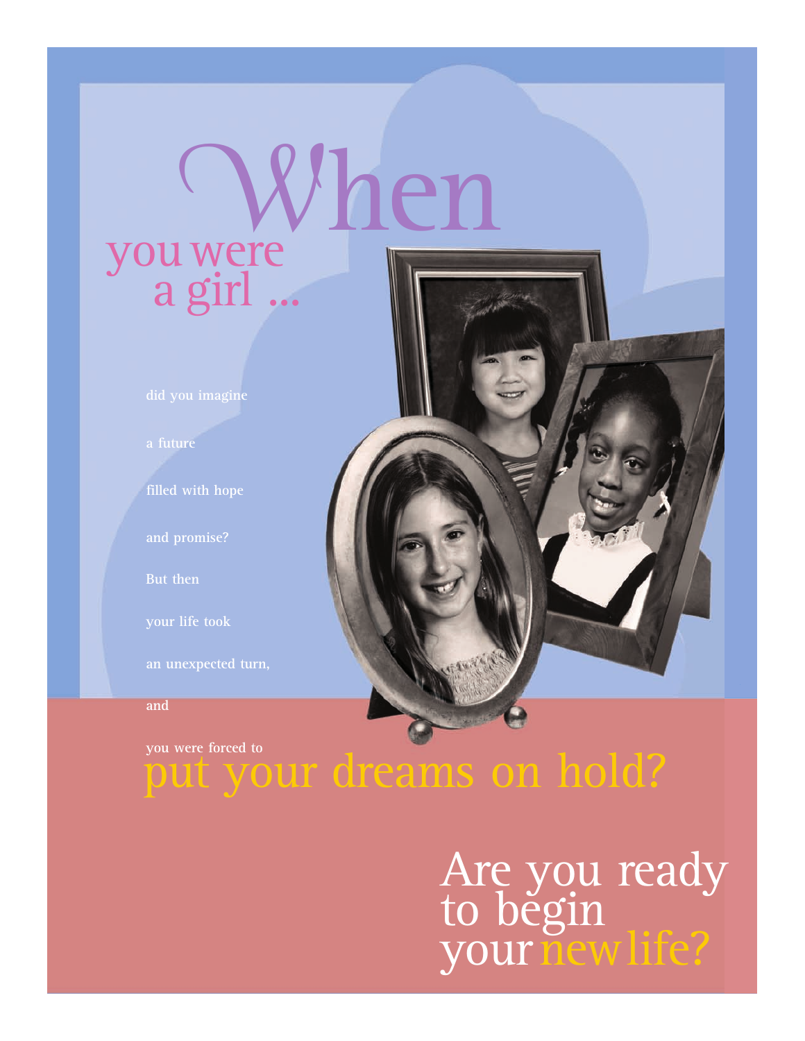# When you were a girl ...

did you imagine

a future

filled with hope

and promise?

But then

your life took

an unexpected turn,

and

you were forced to

## put your dreams on hold?

## Are you ready to begin your new life?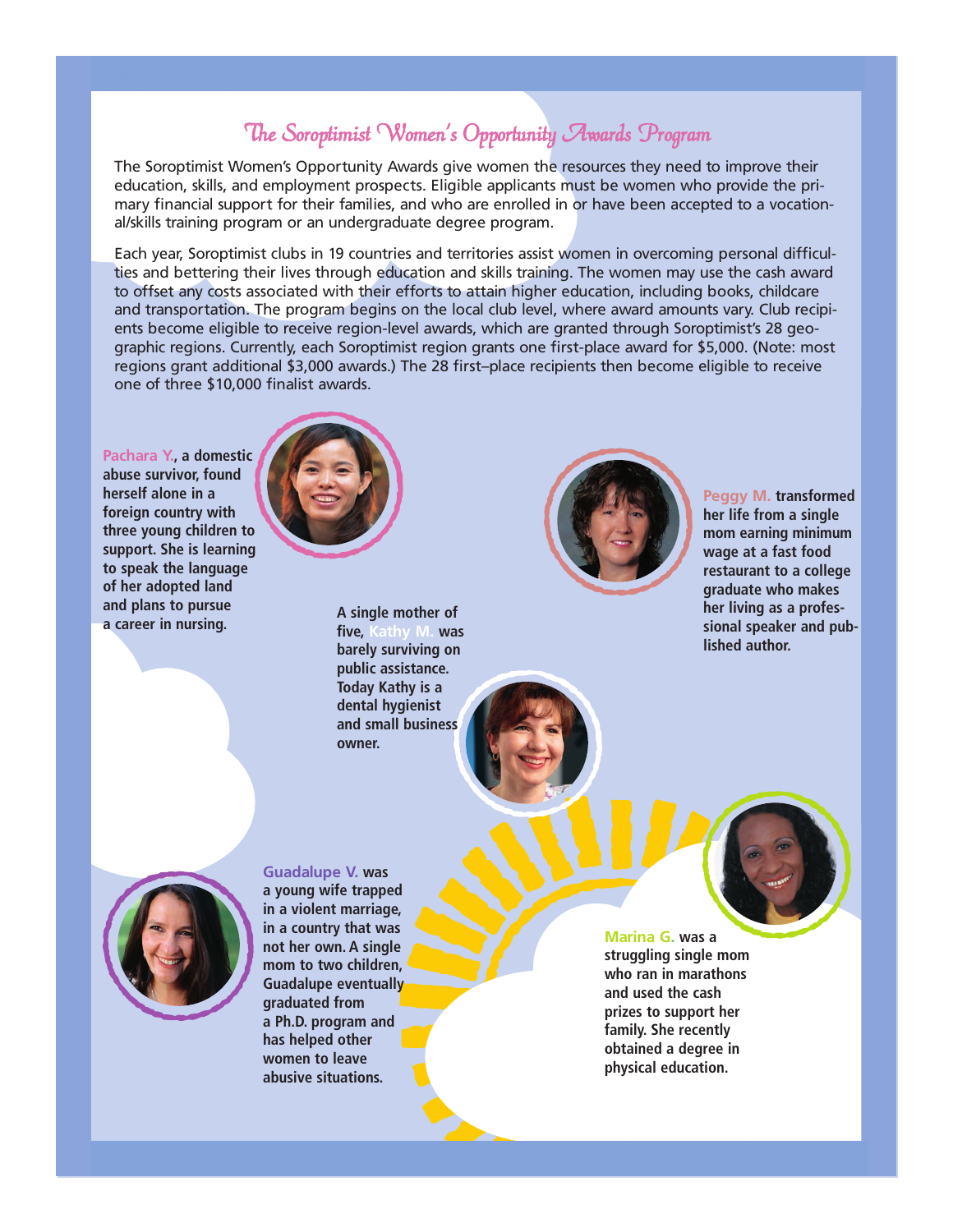# The Soroptimist Women's Opportunity Awards Program

The Soroptimist Women's Opportunity Awards give women the resources they need to improve their education, skills, and employment prospects. Eligible applicants must be women who provide the primary financial support for their families, and who are enrolled in or have been accepted to a vocational/skills training program or an undergraduate degree program.

Each year, Soroptimist clubs in 19 countries and territories assist women in overcoming personal difficulties and bettering their lives through education and skills training. The women may use the cash award to offset any costs associated with their efforts to attain higher education, including books, childcare and transportation. The program begins on the local club level, where award amounts vary. Club recipients become eligible to receive region-level awards, which are granted through Soroptimist's 28 geographic regions. Currently, each Soroptimist region grants one first-place award for $5,000. (Note: most regions grant additional $3,000 awards.) The 28 first–place recipients then become eligible to receive one of three $10,000 finalist awards.

**Pachara Y., a domestic abuse survivor, found herself alone in a foreign country with three young children to support. She is learning to speak the language of her adopted land and plans to pursue a career in nursing.**

**A single mother of five, Kathy M. was barely surviving on public assistance. Today Kathy is a dental hygienist and small business owner.**

**Peggy M. transformed her life from a single mom earning minimum wage at a fast food restaurant to a college graduate who makes her living as a professional speaker and published author.**

**Guadalupe V. was a young wife trapped in a violent marriage, in a country that was not her own. A single mom to two children, Guadalupe eventually graduated from a Ph.D. program and has helped other women to leave abusive situations.**

**Marina G. was a struggling single mom who ran in marathons and used the cash prizes to support her family. She recently obtained a degree in physical education.**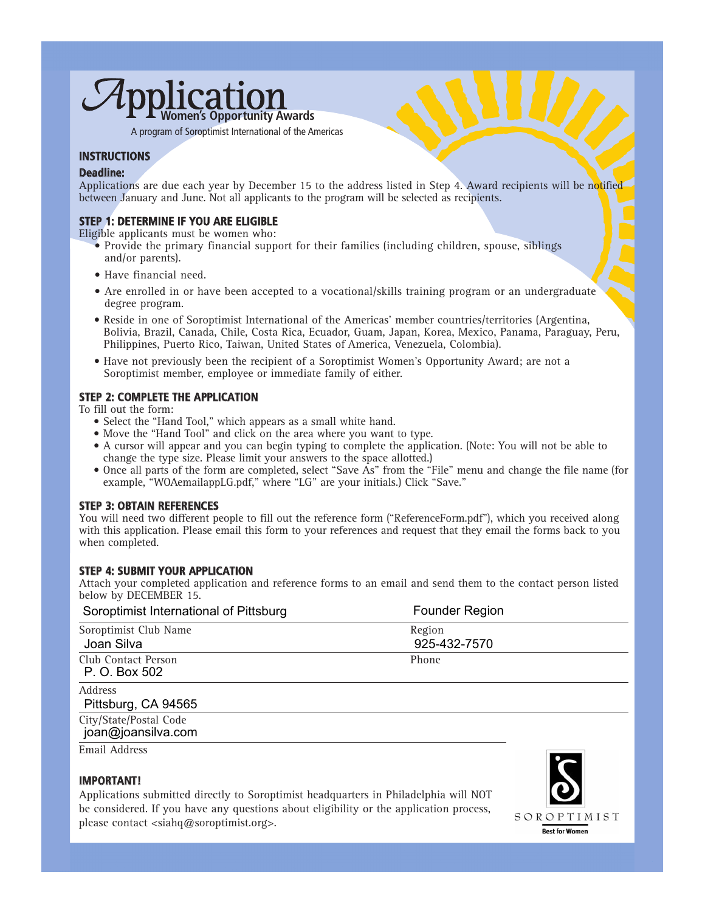# Application

## Women's Opportunity Awards

A program of Soroptimist International of the Americas

### INSTRUCTIONS

**Deadline:**

Applications are due each year by December 15 to the address listed in Step 4. Award recipients will be notified between January and June. Not all applicants to the program will be selected as recipients.

### STEP 1: DETERMINE IF YOU ARE ELIGIBLE

Eligible applicants must be women who:

- Provide the primary financial support for their families (including children, spouse, siblings and/or parents).
- Have financial need.
- Are enrolled in or have been accepted to a vocational/skills training program or an undergraduate degree program.
- Reside in one of Soroptimist International of the Americas' member countries/territories (Argentina, Bolivia, Brazil, Canada, Chile, Costa Rica, Ecuador, Guam, Japan, Korea, Mexico, Panama, Paraguay, Peru, Philippines, Puerto Rico, Taiwan, United States of America, Venezuela, Colombia).
- Have not previously been the recipient of a Soroptimist Women's Opportunity Award; are not a Soroptimist member, employee or immediate family of either.

### STEP 2: COMPLETE THE APPLICATION

To fill out the form:

- Select the "Hand Tool," which appears as a small white hand.
- Move the "Hand Tool" and click on the area where you want to type.
- A cursor will appear and you can begin typing to complete the application. (Note: You will not be able to change the type size. Please limit your answers to the space allotted.)
- Once all parts of the form are completed, select "Save As" from the "File" menu and change the file name (for example, "WOAemailappLG.pdf," where "LG" are your initials.) Click "Save."

### STEP 3: OBTAIN REFERENCES

You will need two different people to fill out the reference form ("ReferenceForm.pdf"), which you received along with this application. Please email this form to your references and request that they email the forms back to you when completed.

### STEP 4: SUBMIT YOUR APPLICATION

Attach your completed application and reference forms to an email and send them to the contact person listed below by DECEMBER 15.

| | |
|---|---|
| Soroptimist Club Name: Soroptimist International of Pittsburg | Region: Founder Region |
| Club Contact Person: Joan Silva | Phone: 925-432-7570 |
| Address: P. O. Box 502 | |
| City/State/Postal Code: Pittsburg, CA 94565 | |
| Email Address: joan@joansilva.com | |

### IMPORTANT!

Applications submitted directly to Soroptimist headquarters in Philadelphia will NOT be considered. If you have any questions about eligibility or the application process, please contact <siahq@soroptimist.org>.

SOROPTIMIST
Best for Women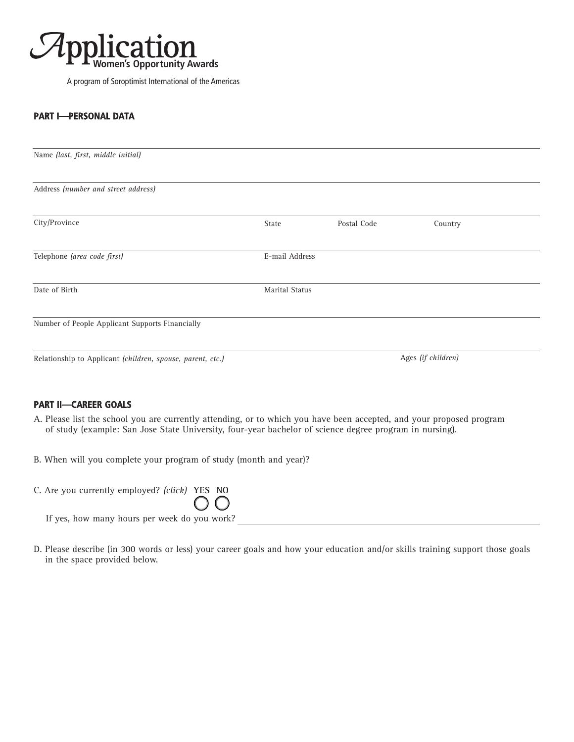# Application
## Women's Opportunity Awards

A program of Soroptimist International of the Americas

### PART I—PERSONAL DATA

Name *(last, first, middle initial)*

Address *(number and street address)*

City/Province | State | Postal Code | Country

Telephone *(area code first)* | E-mail Address

Date of Birth | Marital Status

Number of People Applicant Supports Financially

Relationship to Applicant *(children, spouse, parent, etc.)* | Ages *(if children)*

### PART II—CAREER GOALS

A. Please list the school you are currently attending, or to which you have been accepted, and your proposed program of study (example: San Jose State University, four-year bachelor of science degree program in nursing).

B. When will you complete your program of study (month and year)?

C. Are you currently employed? *(click)* YES ◯ NO ◯

If yes, how many hours per week do you work? ______________________

D. Please describe (in 300 words or less) your career goals and how your education and/or skills training support those goals in the space provided below.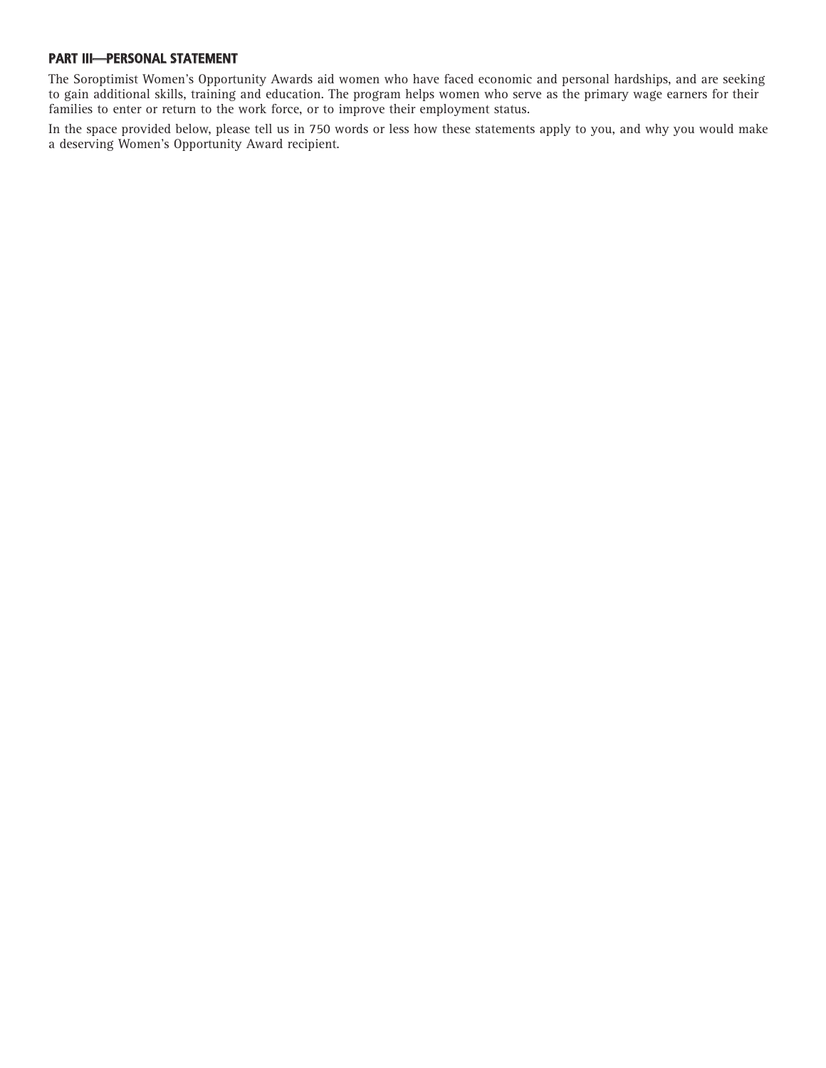## PART III—PERSONAL STATEMENT

The Soroptimist Women's Opportunity Awards aid women who have faced economic and personal hardships, and are seeking to gain additional skills, training and education. The program helps women who serve as the primary wage earners for their families to enter or return to the work force, or to improve their employment status.

In the space provided below, please tell us in 750 words or less how these statements apply to you, and why you would make a deserving Women's Opportunity Award recipient.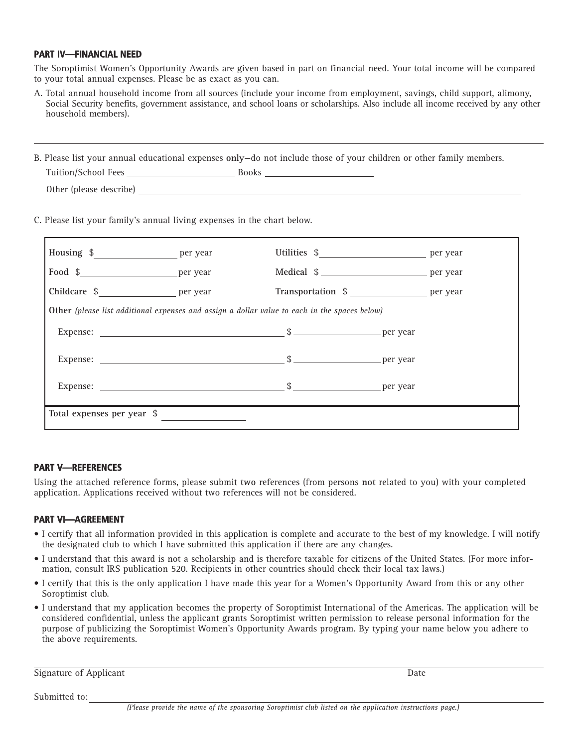## PART IV—FINANCIAL NEED

The Soroptimist Women's Opportunity Awards are given based in part on financial need. Your total income will be compared to your total annual expenses. Please be as exact as you can.

A. Total annual household income from all sources (include your income from employment, savings, child support, alimony, Social Security benefits, government assistance, and school loans or scholarships. Also include all income received by any other household members).

______________________________________________________________________

B. Please list your annual educational expenses **only**—do not include those of your children or other family members.

Tuition/School Fees ____________________ Books ____________________

Other (please describe) ____________________________________________

C. Please list your family's annual living expenses in the chart below.

**Housing** $______________ per year

**Utilities** $______________ per year

**Food** $______________ per year

**Medical** $______________ per year

**Childcare** $______________ per year

**Transportation** $______________ per year

**Other** *(please list additional expenses and assign a dollar value to each in the spaces below)*

Expense: ______________________________ $______________ per year

Expense: ______________________________ $______________ per year

Expense: ______________________________ $______________ per year

**Total expenses per year** $______________

## PART V—REFERENCES

Using the attached reference forms, please submit **two** references (from persons **not** related to you) with your completed application. Applications received without two references will not be considered.

## PART VI—AGREEMENT

- I certify that all information provided in this application is complete and accurate to the best of my knowledge. I will notify the designated club to which I have submitted this application if there are any changes.
- I understand that this award is not a scholarship and is therefore taxable for citizens of the United States. (For more information, consult IRS publication 520. Recipients in other countries should check their local tax laws.)
- I certify that this is the only application I have made this year for a Women's Opportunity Award from this or any other Soroptimist club.
- I understand that my application becomes the property of Soroptimist International of the Americas. The application will be considered confidential, unless the applicant grants Soroptimist written permission to release personal information for the purpose of publicizing the Soroptimist Women's Opportunity Awards program. By typing your name below you adhere to the above requirements.

______________________________________________________________________

Signature of Applicant Date

Submitted to: ____________________________________________

*(Please provide the name of the sponsoring Soroptimist club listed on the application instructions page.)*